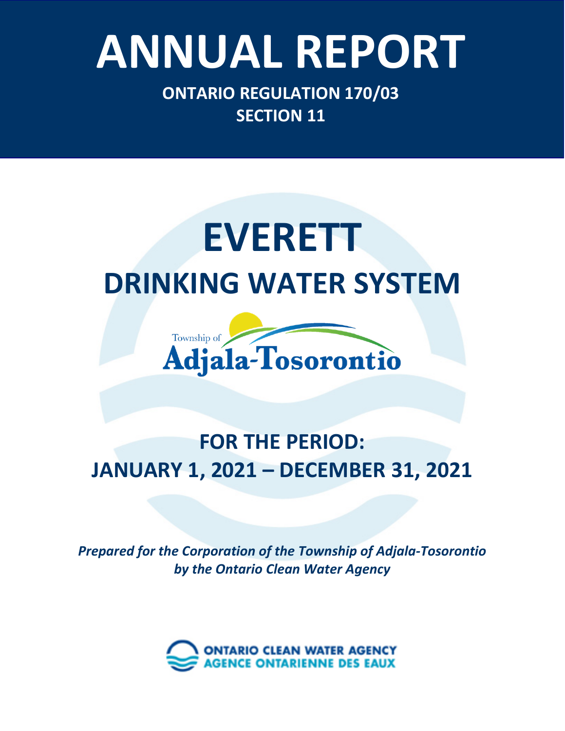# ANNUAL REPORT

**ONTARIO REGULATION 170/03**
**SECTION 11**

# EVERETT
## DRINKING WATER SYSTEM

Township of
Adjala-Tosorontio

## FOR THE PERIOD:
## JANUARY 1, 2021 – DECEMBER 31, 2021

***Prepared for the Corporation of the Township of Adjala-Tosorontio by the Ontario Clean Water Agency***

ONTARIO CLEAN WATER AGENCY
AGENCE ONTARIENNE DES EAUX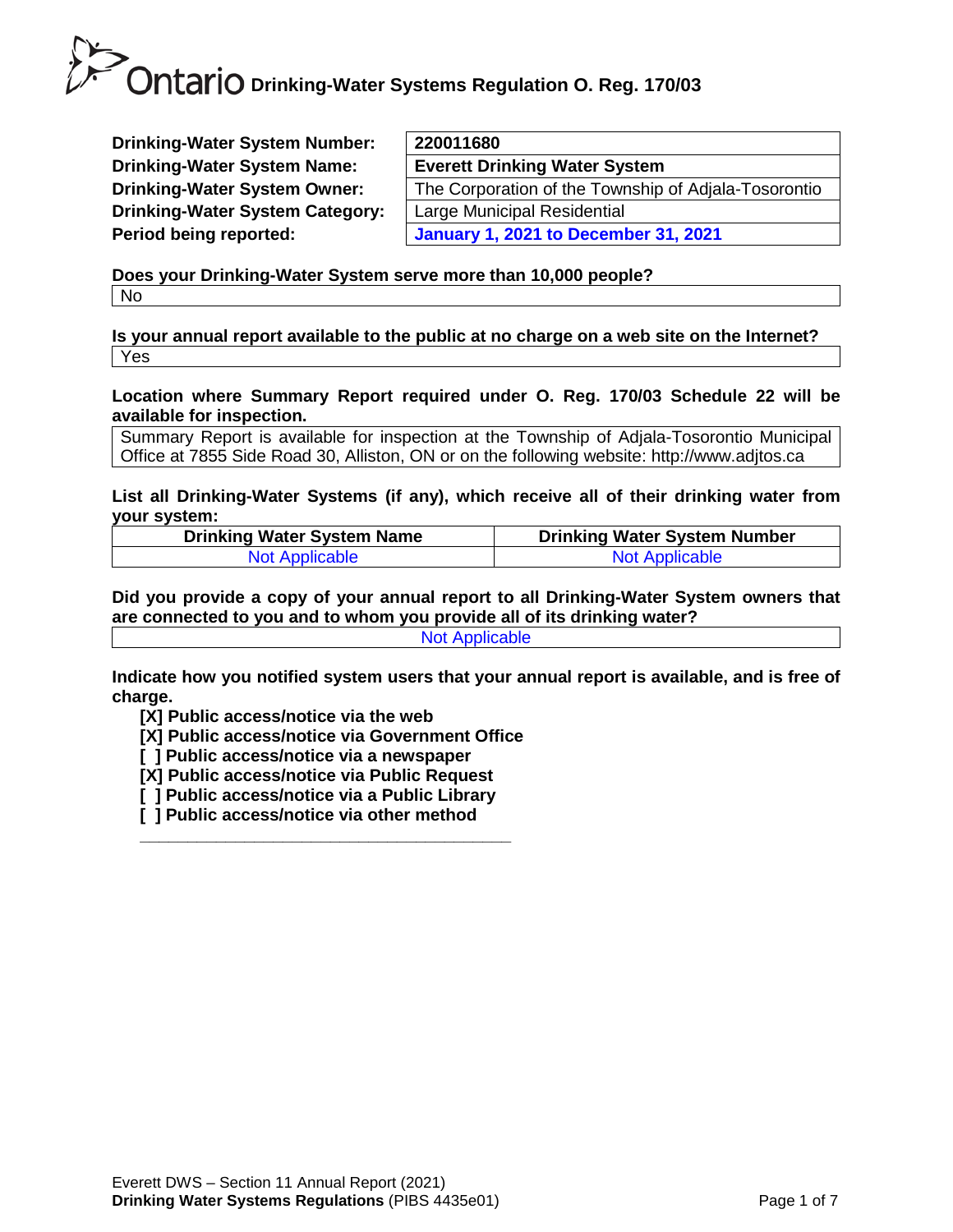# Ontario Drinking-Water Systems Regulation O. Reg. 170/03

| | |
|---|---|
| **Drinking-Water System Number:** | **220011680** |
| **Drinking-Water System Name:** | **Everett Drinking Water System** |
| **Drinking-Water System Owner:** | The Corporation of the Township of Adjala-Tosorontio |
| **Drinking-Water System Category:** | Large Municipal Residential |
| **Period being reported:** | **January 1, 2021 to December 31, 2021** |

**Does your Drinking-Water System serve more than 10,000 people?**

No

**Is your annual report available to the public at no charge on a web site on the Internet?**

Yes

**Location where Summary Report required under O. Reg. 170/03 Schedule 22 will be available for inspection.**

Summary Report is available for inspection at the Township of Adjala-Tosorontio Municipal Office at 7855 Side Road 30, Alliston, ON or on the following website: http://www.adjtos.ca

**List all Drinking-Water Systems (if any), which receive all of their drinking water from your system:**

| Drinking Water System Name | Drinking Water System Number |
|---|---|
| Not Applicable | Not Applicable |

**Did you provide a copy of your annual report to all Drinking-Water System owners that are connected to you and to whom you provide all of its drinking water?**

Not Applicable

**Indicate how you notified system users that your annual report is available, and is free of charge.**

- **[X] Public access/notice via the web**
- **[X] Public access/notice via Government Office**
- **[ ] Public access/notice via a newspaper**
- **[X] Public access/notice via Public Request**
- **[ ] Public access/notice via a Public Library**
- **[ ] Public access/notice via other method**

\_\_\_\_\_\_\_\_\_\_\_\_\_\_\_\_\_\_\_\_\_\_\_\_\_\_\_\_\_\_\_\_\_\_\_\_\_\_\_\_

Everett DWS – Section 11 Annual Report (2021)

**Drinking Water Systems Regulations** (PIBS 4435e01)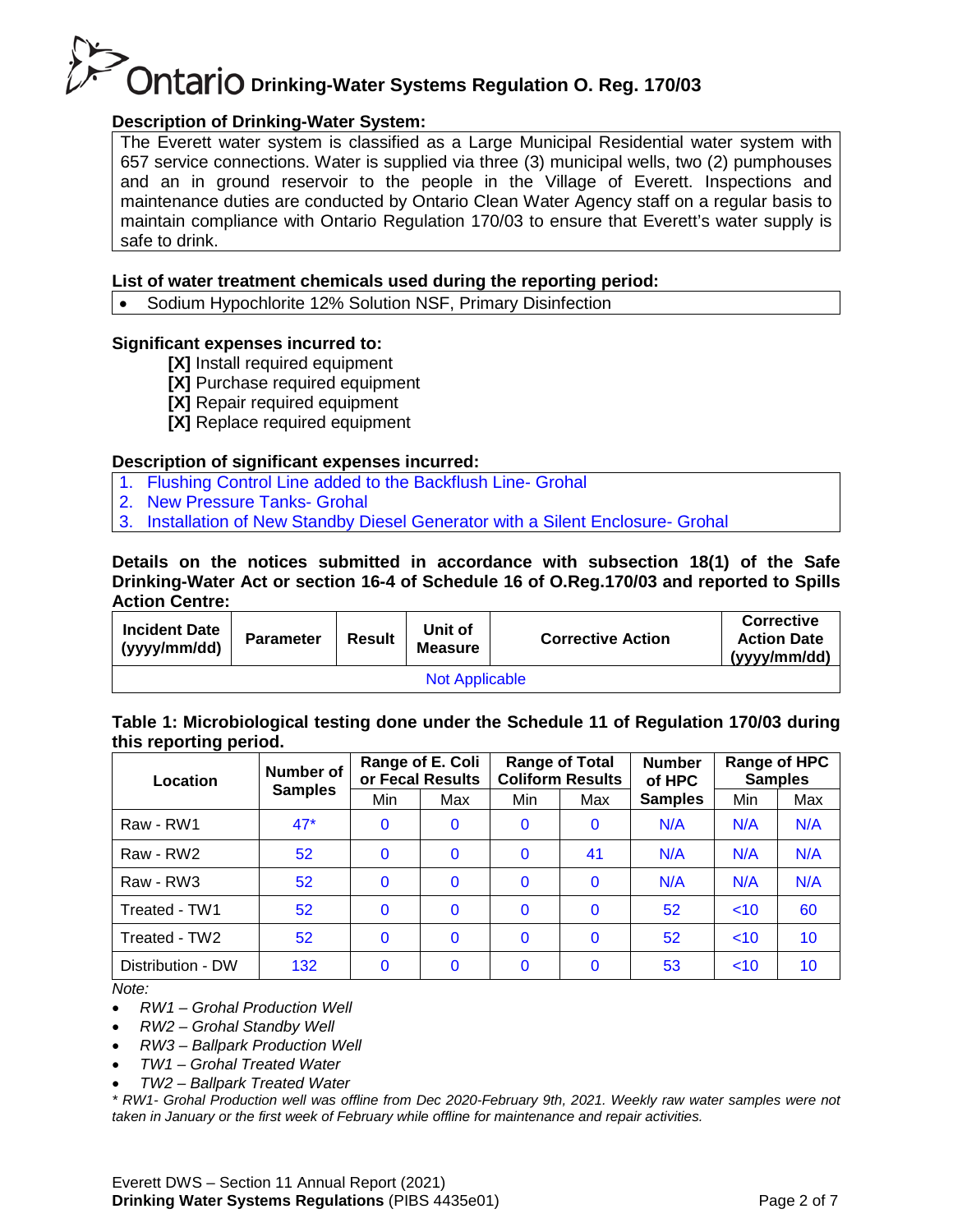## Description of Drinking-Water System:

The Everett water system is classified as a Large Municipal Residential water system with 657 service connections. Water is supplied via three (3) municipal wells, two (2) pumphouses and an in ground reservoir to the people in the Village of Everett. Inspections and maintenance duties are conducted by Ontario Clean Water Agency staff on a regular basis to maintain compliance with Ontario Regulation 170/03 to ensure that Everett's water supply is safe to drink.

## List of water treatment chemicals used during the reporting period:

- Sodium Hypochlorite 12% Solution NSF, Primary Disinfection

## Significant expenses incurred to:

**[X]** Install required equipment
**[X]** Purchase required equipment
**[X]** Repair required equipment
**[X]** Replace required equipment

## Description of significant expenses incurred:

1. Flushing Control Line added to the Backflush Line- Grohal
2. New Pressure Tanks- Grohal
3. Installation of New Standby Diesel Generator with a Silent Enclosure- Grohal

## Details on the notices submitted in accordance with subsection 18(1) of the Safe Drinking-Water Act or section 16-4 of Schedule 16 of O.Reg.170/03 and reported to Spills Action Centre:

| Incident Date (yyyy/mm/dd) | Parameter | Result | Unit of Measure | Corrective Action | Corrective Action Date (yyyy/mm/dd) |
|---|---|---|---|---|---|
| Not Applicable | | | | | |

## Table 1: Microbiological testing done under the Schedule 11 of Regulation 170/03 during this reporting period.

| Location | Number of Samples | Range of E. Coli or Fecal Results | | Range of Total Coliform Results | | Number of HPC Samples | Range of HPC Samples | |
|---|---|---|---|---|---|---|---|---|
| | | Min | Max | Min | Max | | Min | Max |
| Raw - RW1 | 47* | 0 | 0 | 0 | 0 | N/A | N/A | N/A |
| Raw - RW2 | 52 | 0 | 0 | 0 | 41 | N/A | N/A | N/A |
| Raw - RW3 | 52 | 0 | 0 | 0 | 0 | N/A | N/A | N/A |
| Treated - TW1 | 52 | 0 | 0 | 0 | 0 | 52 | <10 | 60 |
| Treated - TW2 | 52 | 0 | 0 | 0 | 0 | 52 | <10 | 10 |
| Distribution - DW | 132 | 0 | 0 | 0 | 0 | 53 | <10 | 10 |

*Note:*

- *RW1 – Grohal Production Well*
- *RW2 – Grohal Standby Well*
- *RW3 – Ballpark Production Well*
- *TW1 – Grohal Treated Water*
- *TW2 – Ballpark Treated Water*

*\* RW1- Grohal Production well was offline from Dec 2020-February 9th, 2021. Weekly raw water samples were not taken in January or the first week of February while offline for maintenance and repair activities.*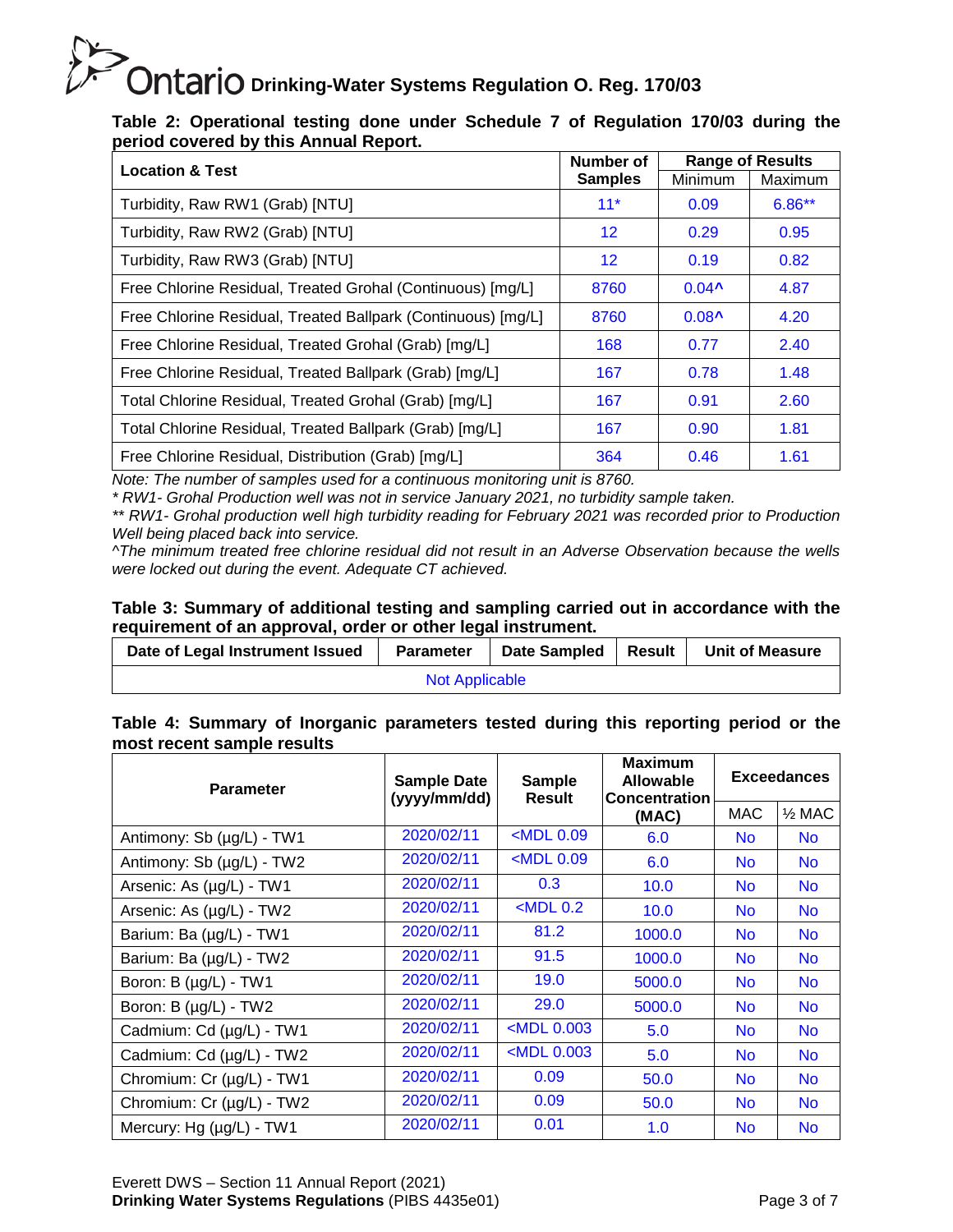**Table 2: Operational testing done under Schedule 7 of Regulation 170/03 during the period covered by this Annual Report.**

| Location & Test | Number of Samples | Range of Results | |
|---|---|---|---|
| | | Minimum | Maximum |
| Turbidity, Raw RW1 (Grab) [NTU] | 11* | 0.09 | 6.86** |
| Turbidity, Raw RW2 (Grab) [NTU] | 12 | 0.29 | 0.95 |
| Turbidity, Raw RW3 (Grab) [NTU] | 12 | 0.19 | 0.82 |
| Free Chlorine Residual, Treated Grohal (Continuous) [mg/L] | 8760 | 0.04^ | 4.87 |
| Free Chlorine Residual, Treated Ballpark (Continuous) [mg/L] | 8760 | 0.08^ | 4.20 |
| Free Chlorine Residual, Treated Grohal (Grab) [mg/L] | 168 | 0.77 | 2.40 |
| Free Chlorine Residual, Treated Ballpark (Grab) [mg/L] | 167 | 0.78 | 1.48 |
| Total Chlorine Residual, Treated Grohal (Grab) [mg/L] | 167 | 0.91 | 2.60 |
| Total Chlorine Residual, Treated Ballpark (Grab) [mg/L] | 167 | 0.90 | 1.81 |
| Free Chlorine Residual, Distribution (Grab) [mg/L] | 364 | 0.46 | 1.61 |

*Note: The number of samples used for a continuous monitoring unit is 8760.*
*\* RW1- Grohal Production well was not in service January 2021, no turbidity sample taken.*
*\*\* RW1- Grohal production well high turbidity reading for February 2021 was recorded prior to Production Well being placed back into service.*
*^The minimum treated free chlorine residual did not result in an Adverse Observation because the wells were locked out during the event. Adequate CT achieved.*

**Table 3: Summary of additional testing and sampling carried out in accordance with the requirement of an approval, order or other legal instrument.**

| Date of Legal Instrument Issued | Parameter | Date Sampled | Result | Unit of Measure |
|---|---|---|---|---|
| Not Applicable | | | | |

**Table 4: Summary of Inorganic parameters tested during this reporting period or the most recent sample results**

| Parameter | Sample Date (yyyy/mm/dd) | Sample Result | Maximum Allowable Concentration (MAC) | Exceedances | |
|---|---|---|---|---|---|
| | | | | MAC | ½ MAC |
| Antimony: Sb (µg/L) - TW1 | 2020/02/11 | <MDL 0.09 | 6.0 | No | No |
| Antimony: Sb (µg/L) - TW2 | 2020/02/11 | <MDL 0.09 | 6.0 | No | No |
| Arsenic: As (µg/L) - TW1 | 2020/02/11 | 0.3 | 10.0 | No | No |
| Arsenic: As (µg/L) - TW2 | 2020/02/11 | <MDL 0.2 | 10.0 | No | No |
| Barium: Ba (µg/L) - TW1 | 2020/02/11 | 81.2 | 1000.0 | No | No |
| Barium: Ba (µg/L) - TW2 | 2020/02/11 | 91.5 | 1000.0 | No | No |
| Boron: B (µg/L) - TW1 | 2020/02/11 | 19.0 | 5000.0 | No | No |
| Boron: B (µg/L) - TW2 | 2020/02/11 | 29.0 | 5000.0 | No | No |
| Cadmium: Cd (µg/L) - TW1 | 2020/02/11 | <MDL 0.003 | 5.0 | No | No |
| Cadmium: Cd (µg/L) - TW2 | 2020/02/11 | <MDL 0.003 | 5.0 | No | No |
| Chromium: Cr (µg/L) - TW1 | 2020/02/11 | 0.09 | 50.0 | No | No |
| Chromium: Cr (µg/L) - TW2 | 2020/02/11 | 0.09 | 50.0 | No | No |
| Mercury: Hg (µg/L) - TW1 | 2020/02/11 | 0.01 | 1.0 | No | No |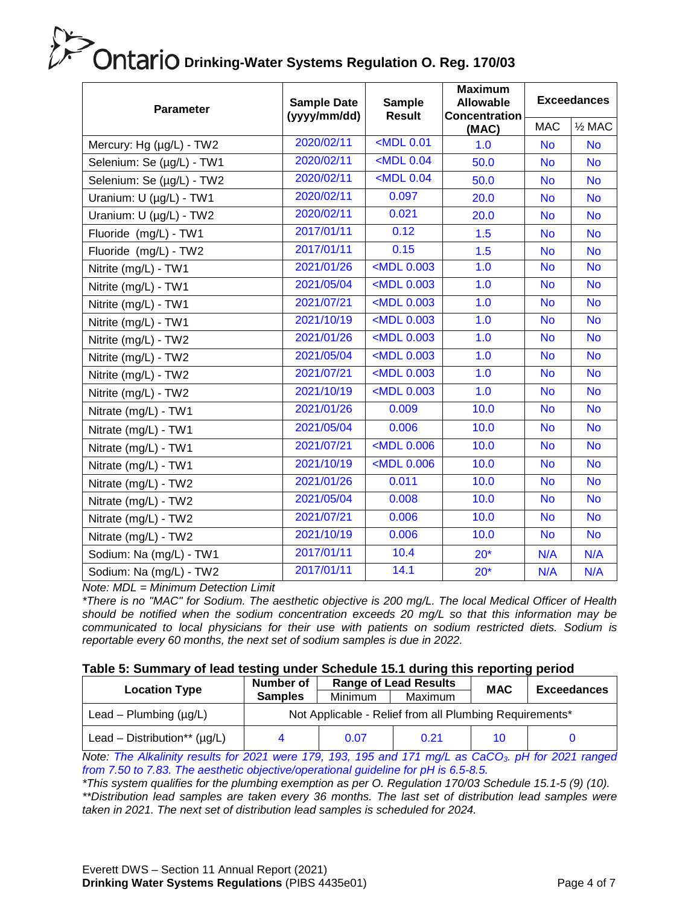| Parameter | Sample Date (yyyy/mm/dd) | Sample Result | Maximum Allowable Concentration (MAC) | Exceedances | |
|---|---|---|---|---|---|
| | | | | MAC | ½ MAC |
| Mercury: Hg (µg/L) - TW2 | 2020/02/11 | <MDL 0.01 | 1.0 | No | No |
| Selenium: Se (µg/L) - TW1 | 2020/02/11 | <MDL 0.04 | 50.0 | No | No |
| Selenium: Se (µg/L) - TW2 | 2020/02/11 | <MDL 0.04 | 50.0 | No | No |
| Uranium: U (µg/L) - TW1 | 2020/02/11 | 0.097 | 20.0 | No | No |
| Uranium: U (µg/L) - TW2 | 2020/02/11 | 0.021 | 20.0 | No | No |
| Fluoride (mg/L) - TW1 | 2017/01/11 | 0.12 | 1.5 | No | No |
| Fluoride (mg/L) - TW2 | 2017/01/11 | 0.15 | 1.5 | No | No |
| Nitrite (mg/L) - TW1 | 2021/01/26 | <MDL 0.003 | 1.0 | No | No |
| Nitrite (mg/L) - TW1 | 2021/05/04 | <MDL 0.003 | 1.0 | No | No |
| Nitrite (mg/L) - TW1 | 2021/07/21 | <MDL 0.003 | 1.0 | No | No |
| Nitrite (mg/L) - TW1 | 2021/10/19 | <MDL 0.003 | 1.0 | No | No |
| Nitrite (mg/L) - TW2 | 2021/01/26 | <MDL 0.003 | 1.0 | No | No |
| Nitrite (mg/L) - TW2 | 2021/05/04 | <MDL 0.003 | 1.0 | No | No |
| Nitrite (mg/L) - TW2 | 2021/07/21 | <MDL 0.003 | 1.0 | No | No |
| Nitrite (mg/L) - TW2 | 2021/10/19 | <MDL 0.003 | 1.0 | No | No |
| Nitrate (mg/L) - TW1 | 2021/01/26 | 0.009 | 10.0 | No | No |
| Nitrate (mg/L) - TW1 | 2021/05/04 | 0.006 | 10.0 | No | No |
| Nitrate (mg/L) - TW1 | 2021/07/21 | <MDL 0.006 | 10.0 | No | No |
| Nitrate (mg/L) - TW1 | 2021/10/19 | <MDL 0.006 | 10.0 | No | No |
| Nitrate (mg/L) - TW2 | 2021/01/26 | 0.011 | 10.0 | No | No |
| Nitrate (mg/L) - TW2 | 2021/05/04 | 0.008 | 10.0 | No | No |
| Nitrate (mg/L) - TW2 | 2021/07/21 | 0.006 | 10.0 | No | No |
| Nitrate (mg/L) - TW2 | 2021/10/19 | 0.006 | 10.0 | No | No |
| Sodium: Na (mg/L) - TW1 | 2017/01/11 | 10.4 | 20* | N/A | N/A |
| Sodium: Na (mg/L) - TW2 | 2017/01/11 | 14.1 | 20* | N/A | N/A |

*Note: MDL = Minimum Detection Limit*

*\*There is no "MAC" for Sodium. The aesthetic objective is 200 mg/L. The local Medical Officer of Health should be notified when the sodium concentration exceeds 20 mg/L so that this information may be communicated to local physicians for their use with patients on sodium restricted diets. Sodium is reportable every 60 months, the next set of sodium samples is due in 2022.*

**Table 5: Summary of lead testing under Schedule 15.1 during this reporting period**

| Location Type | Number of Samples | Range of Lead Results | | MAC | Exceedances |
|---|---|---|---|---|---|
| | | Minimum | Maximum | | |
| Lead – Plumbing (µg/L) | Not Applicable - Relief from all Plumbing Requirements* | | | | |
| Lead – Distribution** (µg/L) | 4 | 0.07 | 0.21 | 10 | 0 |

*Note: The Alkalinity results for 2021 were 179, 193, 195 and 171 mg/L as $CaCO_3$. pH for 2021 ranged from 7.50 to 7.83. The aesthetic objective/operational guideline for pH is 6.5-8.5.*

*\*This system qualifies for the plumbing exemption as per O. Regulation 170/03 Schedule 15.1-5 (9) (10).*

*\*\*Distribution lead samples are taken every 36 months. The last set of distribution lead samples were taken in 2021. The next set of distribution lead samples is scheduled for 2024.*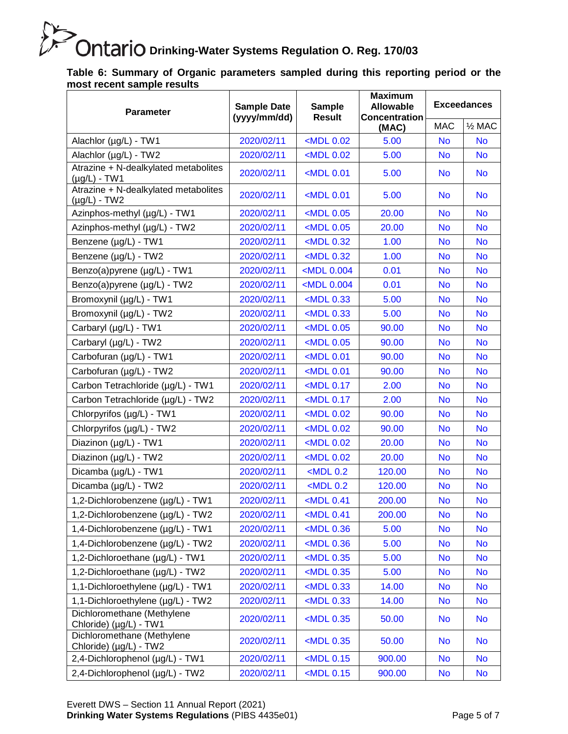**Table 6: Summary of Organic parameters sampled during this reporting period or the most recent sample results**

| Parameter | Sample Date (yyyy/mm/dd) | Sample Result | Maximum Allowable Concentration (MAC) | Exceedances | |
|---|---|---|---|---|---|
| | | | | MAC | ½ MAC |
| Alachlor (µg/L) - TW1 | 2020/02/11 | <MDL 0.02 | 5.00 | No | No |
| Alachlor (µg/L) - TW2 | 2020/02/11 | <MDL 0.02 | 5.00 | No | No |
| Atrazine + N-dealkylated metabolites (µg/L) - TW1 | 2020/02/11 | <MDL 0.01 | 5.00 | No | No |
| Atrazine + N-dealkylated metabolites (µg/L) - TW2 | 2020/02/11 | <MDL 0.01 | 5.00 | No | No |
| Azinphos-methyl (µg/L) - TW1 | 2020/02/11 | <MDL 0.05 | 20.00 | No | No |
| Azinphos-methyl (µg/L) - TW2 | 2020/02/11 | <MDL 0.05 | 20.00 | No | No |
| Benzene (µg/L) - TW1 | 2020/02/11 | <MDL 0.32 | 1.00 | No | No |
| Benzene (µg/L) - TW2 | 2020/02/11 | <MDL 0.32 | 1.00 | No | No |
| Benzo(a)pyrene (µg/L) - TW1 | 2020/02/11 | <MDL 0.004 | 0.01 | No | No |
| Benzo(a)pyrene (µg/L) - TW2 | 2020/02/11 | <MDL 0.004 | 0.01 | No | No |
| Bromoxynil (µg/L) - TW1 | 2020/02/11 | <MDL 0.33 | 5.00 | No | No |
| Bromoxynil (µg/L) - TW2 | 2020/02/11 | <MDL 0.33 | 5.00 | No | No |
| Carbaryl (µg/L) - TW1 | 2020/02/11 | <MDL 0.05 | 90.00 | No | No |
| Carbaryl (µg/L) - TW2 | 2020/02/11 | <MDL 0.05 | 90.00 | No | No |
| Carbofuran (µg/L) - TW1 | 2020/02/11 | <MDL 0.01 | 90.00 | No | No |
| Carbofuran (µg/L) - TW2 | 2020/02/11 | <MDL 0.01 | 90.00 | No | No |
| Carbon Tetrachloride (µg/L) - TW1 | 2020/02/11 | <MDL 0.17 | 2.00 | No | No |
| Carbon Tetrachloride (µg/L) - TW2 | 2020/02/11 | <MDL 0.17 | 2.00 | No | No |
| Chlorpyrifos (µg/L) - TW1 | 2020/02/11 | <MDL 0.02 | 90.00 | No | No |
| Chlorpyrifos (µg/L) - TW2 | 2020/02/11 | <MDL 0.02 | 90.00 | No | No |
| Diazinon (µg/L) - TW1 | 2020/02/11 | <MDL 0.02 | 20.00 | No | No |
| Diazinon (µg/L) - TW2 | 2020/02/11 | <MDL 0.02 | 20.00 | No | No |
| Dicamba (µg/L) - TW1 | 2020/02/11 | <MDL 0.2 | 120.00 | No | No |
| Dicamba (µg/L) - TW2 | 2020/02/11 | <MDL 0.2 | 120.00 | No | No |
| 1,2-Dichlorobenzene (µg/L) - TW1 | 2020/02/11 | <MDL 0.41 | 200.00 | No | No |
| 1,2-Dichlorobenzene (µg/L) - TW2 | 2020/02/11 | <MDL 0.41 | 200.00 | No | No |
| 1,4-Dichlorobenzene (µg/L) - TW1 | 2020/02/11 | <MDL 0.36 | 5.00 | No | No |
| 1,4-Dichlorobenzene (µg/L) - TW2 | 2020/02/11 | <MDL 0.36 | 5.00 | No | No |
| 1,2-Dichloroethane (µg/L) - TW1 | 2020/02/11 | <MDL 0.35 | 5.00 | No | No |
| 1,2-Dichloroethane (µg/L) - TW2 | 2020/02/11 | <MDL 0.35 | 5.00 | No | No |
| 1,1-Dichloroethylene (µg/L) - TW1 | 2020/02/11 | <MDL 0.33 | 14.00 | No | No |
| 1,1-Dichloroethylene (µg/L) - TW2 | 2020/02/11 | <MDL 0.33 | 14.00 | No | No |
| Dichloromethane (Methylene Chloride) (µg/L) - TW1 | 2020/02/11 | <MDL 0.35 | 50.00 | No | No |
| Dichloromethane (Methylene Chloride) (µg/L) - TW2 | 2020/02/11 | <MDL 0.35 | 50.00 | No | No |
| 2,4-Dichlorophenol (µg/L) - TW1 | 2020/02/11 | <MDL 0.15 | 900.00 | No | No |
| 2,4-Dichlorophenol (µg/L) - TW2 | 2020/02/11 | <MDL 0.15 | 900.00 | No | No |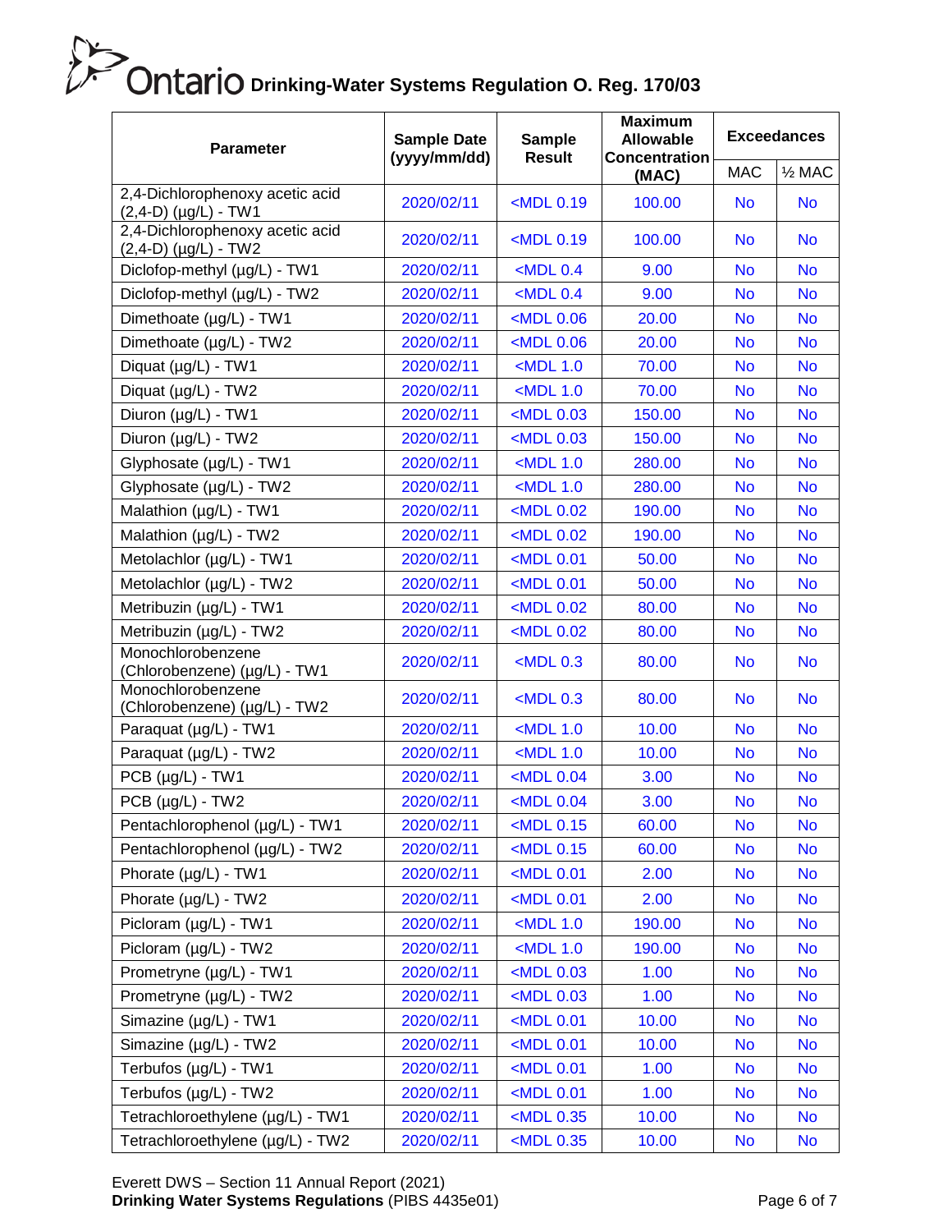# Drinking-Water Systems Regulation O. Reg. 170/03

| Parameter | Sample Date (yyyy/mm/dd) | Sample Result | Maximum Allowable Concentration (MAC) | Exceedances | |
|---|---|---|---|---|---|
| | | | | MAC | ½ MAC |
| 2,4-Dichlorophenoxy acetic acid (2,4-D) (μg/L) - TW1 | 2020/02/11 | <MDL 0.19 | 100.00 | No | No |
| 2,4-Dichlorophenoxy acetic acid (2,4-D) (μg/L) - TW2 | 2020/02/11 | <MDL 0.19 | 100.00 | No | No |
| Diclofop-methyl (μg/L) - TW1 | 2020/02/11 | <MDL 0.4 | 9.00 | No | No |
| Diclofop-methyl (μg/L) - TW2 | 2020/02/11 | <MDL 0.4 | 9.00 | No | No |
| Dimethoate (μg/L) - TW1 | 2020/02/11 | <MDL 0.06 | 20.00 | No | No |
| Dimethoate (μg/L) - TW2 | 2020/02/11 | <MDL 0.06 | 20.00 | No | No |
| Diquat (μg/L) - TW1 | 2020/02/11 | <MDL 1.0 | 70.00 | No | No |
| Diquat (μg/L) - TW2 | 2020/02/11 | <MDL 1.0 | 70.00 | No | No |
| Diuron (μg/L) - TW1 | 2020/02/11 | <MDL 0.03 | 150.00 | No | No |
| Diuron (μg/L) - TW2 | 2020/02/11 | <MDL 0.03 | 150.00 | No | No |
| Glyphosate (μg/L) - TW1 | 2020/02/11 | <MDL 1.0 | 280.00 | No | No |
| Glyphosate (μg/L) - TW2 | 2020/02/11 | <MDL 1.0 | 280.00 | No | No |
| Malathion (μg/L) - TW1 | 2020/02/11 | <MDL 0.02 | 190.00 | No | No |
| Malathion (μg/L) - TW2 | 2020/02/11 | <MDL 0.02 | 190.00 | No | No |
| Metolachlor (μg/L) - TW1 | 2020/02/11 | <MDL 0.01 | 50.00 | No | No |
| Metolachlor (μg/L) - TW2 | 2020/02/11 | <MDL 0.01 | 50.00 | No | No |
| Metribuzin (μg/L) - TW1 | 2020/02/11 | <MDL 0.02 | 80.00 | No | No |
| Metribuzin (μg/L) - TW2 | 2020/02/11 | <MDL 0.02 | 80.00 | No | No |
| Monochlorobenzene (Chlorobenzene) (μg/L) - TW1 | 2020/02/11 | <MDL 0.3 | 80.00 | No | No |
| Monochlorobenzene (Chlorobenzene) (μg/L) - TW2 | 2020/02/11 | <MDL 0.3 | 80.00 | No | No |
| Paraquat (μg/L) - TW1 | 2020/02/11 | <MDL 1.0 | 10.00 | No | No |
| Paraquat (μg/L) - TW2 | 2020/02/11 | <MDL 1.0 | 10.00 | No | No |
| PCB (μg/L) - TW1 | 2020/02/11 | <MDL 0.04 | 3.00 | No | No |
| PCB (μg/L) - TW2 | 2020/02/11 | <MDL 0.04 | 3.00 | No | No |
| Pentachlorophenol (μg/L) - TW1 | 2020/02/11 | <MDL 0.15 | 60.00 | No | No |
| Pentachlorophenol (μg/L) - TW2 | 2020/02/11 | <MDL 0.15 | 60.00 | No | No |
| Phorate (μg/L) - TW1 | 2020/02/11 | <MDL 0.01 | 2.00 | No | No |
| Phorate (μg/L) - TW2 | 2020/02/11 | <MDL 0.01 | 2.00 | No | No |
| Picloram (μg/L) - TW1 | 2020/02/11 | <MDL 1.0 | 190.00 | No | No |
| Picloram (μg/L) - TW2 | 2020/02/11 | <MDL 1.0 | 190.00 | No | No |
| Prometryne (μg/L) - TW1 | 2020/02/11 | <MDL 0.03 | 1.00 | No | No |
| Prometryne (μg/L) - TW2 | 2020/02/11 | <MDL 0.03 | 1.00 | No | No |
| Simazine (μg/L) - TW1 | 2020/02/11 | <MDL 0.01 | 10.00 | No | No |
| Simazine (μg/L) - TW2 | 2020/02/11 | <MDL 0.01 | 10.00 | No | No |
| Terbufos (μg/L) - TW1 | 2020/02/11 | <MDL 0.01 | 1.00 | No | No |
| Terbufos (μg/L) - TW2 | 2020/02/11 | <MDL 0.01 | 1.00 | No | No |
| Tetrachloroethylene (μg/L) - TW1 | 2020/02/11 | <MDL 0.35 | 10.00 | No | No |
| Tetrachloroethylene (μg/L) - TW2 | 2020/02/11 | <MDL 0.35 | 10.00 | No | No |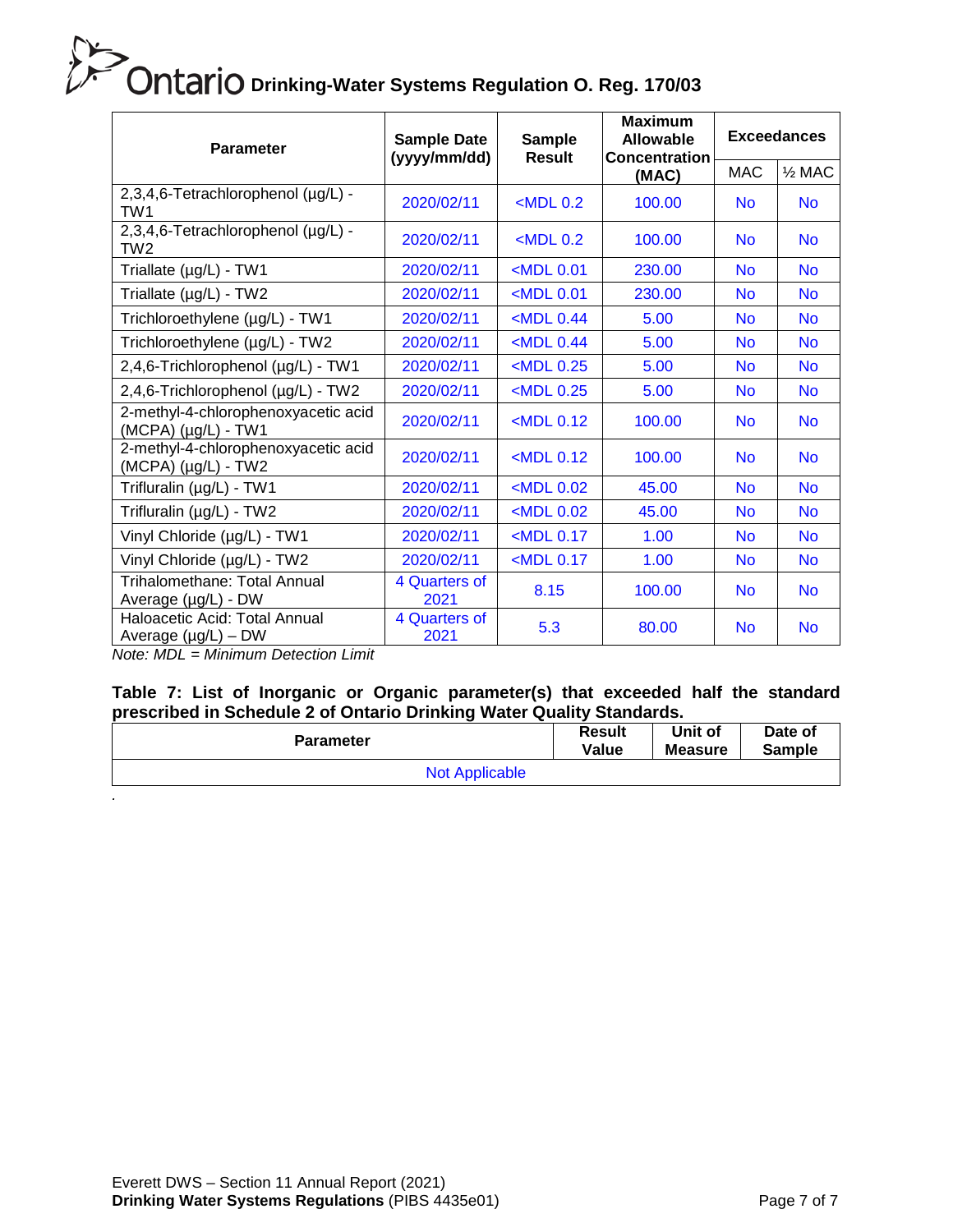| Parameter | Sample Date (yyyy/mm/dd) | Sample Result | Maximum Allowable Concentration (MAC) | Exceedances | |
|---|---|---|---|---|---|
| | | | | MAC | ½ MAC |
| 2,3,4,6-Tetrachlorophenol (µg/L) - TW1 | 2020/02/11 | <MDL 0.2 | 100.00 | No | No |
| 2,3,4,6-Tetrachlorophenol (µg/L) - TW2 | 2020/02/11 | <MDL 0.2 | 100.00 | No | No |
| Triallate (µg/L) - TW1 | 2020/02/11 | <MDL 0.01 | 230.00 | No | No |
| Triallate (µg/L) - TW2 | 2020/02/11 | <MDL 0.01 | 230.00 | No | No |
| Trichloroethylene (µg/L) - TW1 | 2020/02/11 | <MDL 0.44 | 5.00 | No | No |
| Trichloroethylene (µg/L) - TW2 | 2020/02/11 | <MDL 0.44 | 5.00 | No | No |
| 2,4,6-Trichlorophenol (µg/L) - TW1 | 2020/02/11 | <MDL 0.25 | 5.00 | No | No |
| 2,4,6-Trichlorophenol (µg/L) - TW2 | 2020/02/11 | <MDL 0.25 | 5.00 | No | No |
| 2-methyl-4-chlorophenoxyacetic acid (MCPA) (µg/L) - TW1 | 2020/02/11 | <MDL 0.12 | 100.00 | No | No |
| 2-methyl-4-chlorophenoxyacetic acid (MCPA) (µg/L) - TW2 | 2020/02/11 | <MDL 0.12 | 100.00 | No | No |
| Trifluralin (µg/L) - TW1 | 2020/02/11 | <MDL 0.02 | 45.00 | No | No |
| Trifluralin (µg/L) - TW2 | 2020/02/11 | <MDL 0.02 | 45.00 | No | No |
| Vinyl Chloride (µg/L) - TW1 | 2020/02/11 | <MDL 0.17 | 1.00 | No | No |
| Vinyl Chloride (µg/L) - TW2 | 2020/02/11 | <MDL 0.17 | 1.00 | No | No |
| Trihalomethane: Total Annual Average (µg/L) - DW | 4 Quarters of 2021 | 8.15 | 100.00 | No | No |
| Haloacetic Acid: Total Annual Average (µg/L) – DW | 4 Quarters of 2021 | 5.3 | 80.00 | No | No |

*Note: MDL = Minimum Detection Limit*

**Table 7: List of Inorganic or Organic parameter(s) that exceeded half the standard prescribed in Schedule 2 of Ontario Drinking Water Quality Standards.**

| Parameter | Result Value | Unit of Measure | Date of Sample |
|---|---|---|---|
| Not Applicable | | | |

.